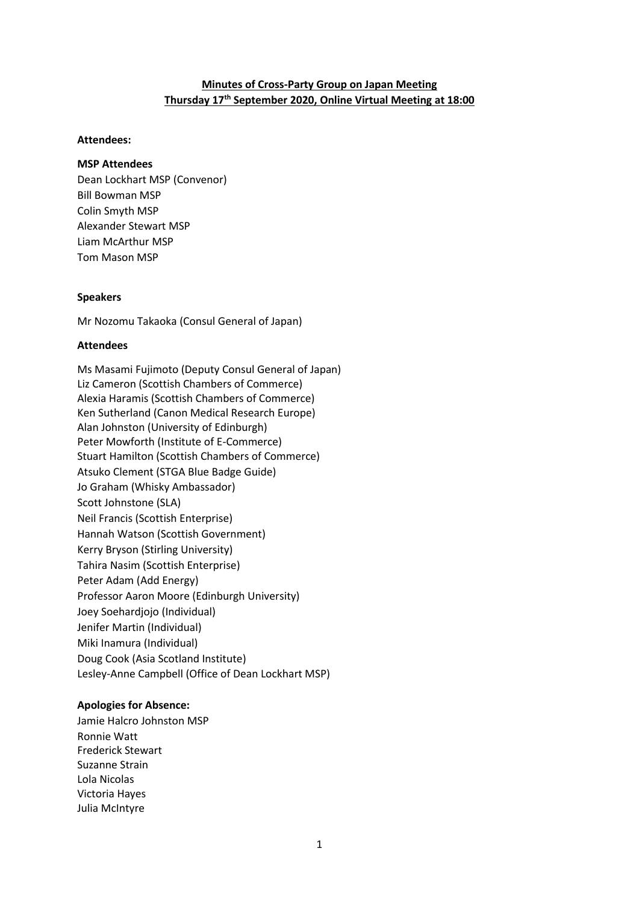# Minutes of Cross-Party Group on Japan Meeting
## Thursday 17th September 2020, Online Virtual Meeting at 18:00

**Attendees:**

**MSP Attendees**

Dean Lockhart MSP (Convenor)
Bill Bowman MSP
Colin Smyth MSP
Alexander Stewart MSP
Liam McArthur MSP
Tom Mason MSP

**Speakers**

Mr Nozomu Takaoka (Consul General of Japan)

**Attendees**

Ms Masami Fujimoto (Deputy Consul General of Japan)
Liz Cameron (Scottish Chambers of Commerce)
Alexia Haramis (Scottish Chambers of Commerce)
Ken Sutherland (Canon Medical Research Europe)
Alan Johnston (University of Edinburgh)
Peter Mowforth (Institute of E-Commerce)
Stuart Hamilton (Scottish Chambers of Commerce)
Atsuko Clement (STGA Blue Badge Guide)
Jo Graham (Whisky Ambassador)
Scott Johnstone (SLA)
Neil Francis (Scottish Enterprise)
Hannah Watson (Scottish Government)
Kerry Bryson (Stirling University)
Tahira Nasim (Scottish Enterprise)
Peter Adam (Add Energy)
Professor Aaron Moore (Edinburgh University)
Joey Soehardjojo (Individual)
Jenifer Martin (Individual)
Miki Inamura (Individual)
Doug Cook (Asia Scotland Institute)
Lesley-Anne Campbell (Office of Dean Lockhart MSP)

**Apologies for Absence:**

Jamie Halcro Johnston MSP
Ronnie Watt
Frederick Stewart
Suzanne Strain
Lola Nicolas
Victoria Hayes
Julia McIntyre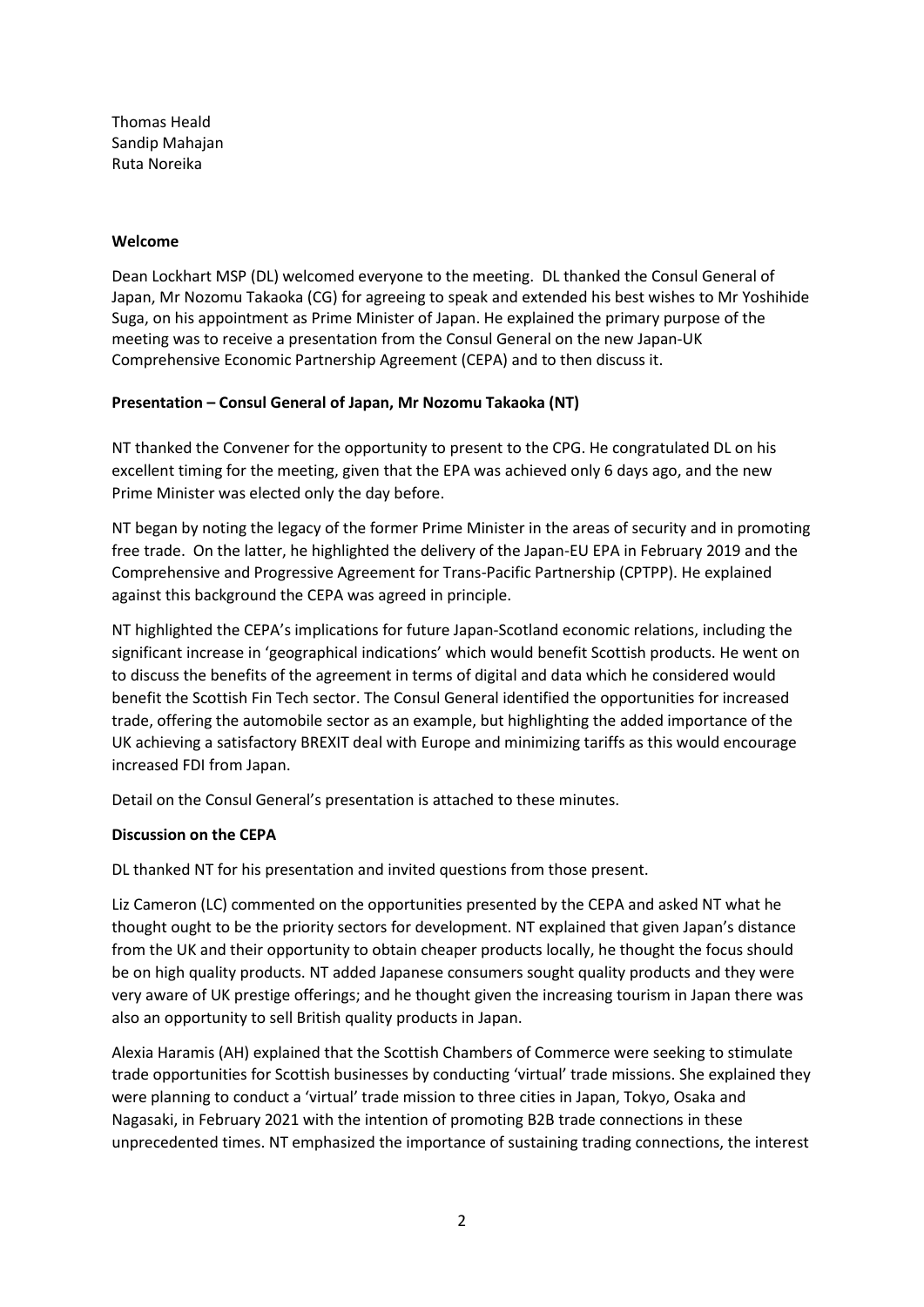Thomas Heald
Sandip Mahajan
Ruta Noreika

**Welcome**

Dean Lockhart MSP (DL) welcomed everyone to the meeting. DL thanked the Consul General of Japan, Mr Nozomu Takaoka (CG) for agreeing to speak and extended his best wishes to Mr Yoshihide Suga, on his appointment as Prime Minister of Japan. He explained the primary purpose of the meeting was to receive a presentation from the Consul General on the new Japan-UK Comprehensive Economic Partnership Agreement (CEPA) and to then discuss it.

**Presentation – Consul General of Japan, Mr Nozomu Takaoka (NT)**

NT thanked the Convener for the opportunity to present to the CPG. He congratulated DL on his excellent timing for the meeting, given that the EPA was achieved only 6 days ago, and the new Prime Minister was elected only the day before.

NT began by noting the legacy of the former Prime Minister in the areas of security and in promoting free trade. On the latter, he highlighted the delivery of the Japan-EU EPA in February 2019 and the Comprehensive and Progressive Agreement for Trans-Pacific Partnership (CPTPP). He explained against this background the CEPA was agreed in principle.

NT highlighted the CEPA's implications for future Japan-Scotland economic relations, including the significant increase in 'geographical indications' which would benefit Scottish products. He went on to discuss the benefits of the agreement in terms of digital and data which he considered would benefit the Scottish Fin Tech sector. The Consul General identified the opportunities for increased trade, offering the automobile sector as an example, but highlighting the added importance of the UK achieving a satisfactory BREXIT deal with Europe and minimizing tariffs as this would encourage increased FDI from Japan.

Detail on the Consul General's presentation is attached to these minutes.

**Discussion on the CEPA**

DL thanked NT for his presentation and invited questions from those present.

Liz Cameron (LC) commented on the opportunities presented by the CEPA and asked NT what he thought ought to be the priority sectors for development. NT explained that given Japan's distance from the UK and their opportunity to obtain cheaper products locally, he thought the focus should be on high quality products. NT added Japanese consumers sought quality products and they were very aware of UK prestige offerings; and he thought given the increasing tourism in Japan there was also an opportunity to sell British quality products in Japan.

Alexia Haramis (AH) explained that the Scottish Chambers of Commerce were seeking to stimulate trade opportunities for Scottish businesses by conducting 'virtual' trade missions. She explained they were planning to conduct a 'virtual' trade mission to three cities in Japan, Tokyo, Osaka and Nagasaki, in February 2021 with the intention of promoting B2B trade connections in these unprecedented times. NT emphasized the importance of sustaining trading connections, the interest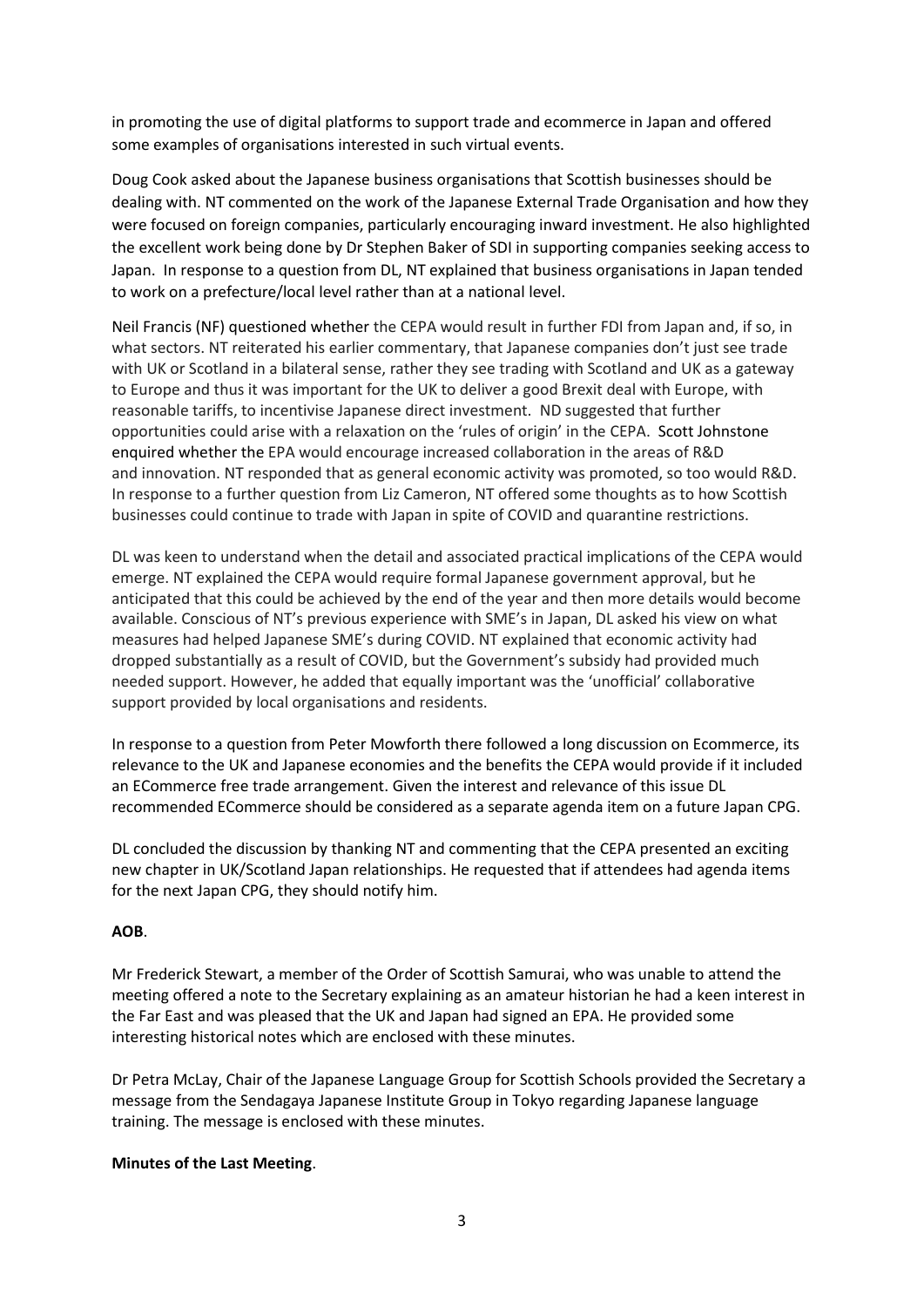in promoting the use of digital platforms to support trade and ecommerce in Japan and offered some examples of organisations interested in such virtual events.

Doug Cook asked about the Japanese business organisations that Scottish businesses should be dealing with. NT commented on the work of the Japanese External Trade Organisation and how they were focused on foreign companies, particularly encouraging inward investment. He also highlighted the excellent work being done by Dr Stephen Baker of SDI in supporting companies seeking access to Japan. In response to a question from DL, NT explained that business organisations in Japan tended to work on a prefecture/local level rather than at a national level.

Neil Francis (NF) questioned whether the CEPA would result in further FDI from Japan and, if so, in what sectors. NT reiterated his earlier commentary, that Japanese companies don't just see trade with UK or Scotland in a bilateral sense, rather they see trading with Scotland and UK as a gateway to Europe and thus it was important for the UK to deliver a good Brexit deal with Europe, with reasonable tariffs, to incentivise Japanese direct investment. ND suggested that further opportunities could arise with a relaxation on the 'rules of origin' in the CEPA. Scott Johnstone enquired whether the EPA would encourage increased collaboration in the areas of R&D and innovation. NT responded that as general economic activity was promoted, so too would R&D. In response to a further question from Liz Cameron, NT offered some thoughts as to how Scottish businesses could continue to trade with Japan in spite of COVID and quarantine restrictions.

DL was keen to understand when the detail and associated practical implications of the CEPA would emerge. NT explained the CEPA would require formal Japanese government approval, but he anticipated that this could be achieved by the end of the year and then more details would become available. Conscious of NT's previous experience with SME's in Japan, DL asked his view on what measures had helped Japanese SME's during COVID. NT explained that economic activity had dropped substantially as a result of COVID, but the Government's subsidy had provided much needed support. However, he added that equally important was the 'unofficial' collaborative support provided by local organisations and residents.

In response to a question from Peter Mowforth there followed a long discussion on Ecommerce, its relevance to the UK and Japanese economies and the benefits the CEPA would provide if it included an ECommerce free trade arrangement. Given the interest and relevance of this issue DL recommended ECommerce should be considered as a separate agenda item on a future Japan CPG.

DL concluded the discussion by thanking NT and commenting that the CEPA presented an exciting new chapter in UK/Scotland Japan relationships. He requested that if attendees had agenda items for the next Japan CPG, they should notify him.

**AOB**.

Mr Frederick Stewart, a member of the Order of Scottish Samurai, who was unable to attend the meeting offered a note to the Secretary explaining as an amateur historian he had a keen interest in the Far East and was pleased that the UK and Japan had signed an EPA. He provided some interesting historical notes which are enclosed with these minutes.

Dr Petra McLay, Chair of the Japanese Language Group for Scottish Schools provided the Secretary a message from the Sendagaya Japanese Institute Group in Tokyo regarding Japanese language training. The message is enclosed with these minutes.

**Minutes of the Last Meeting**.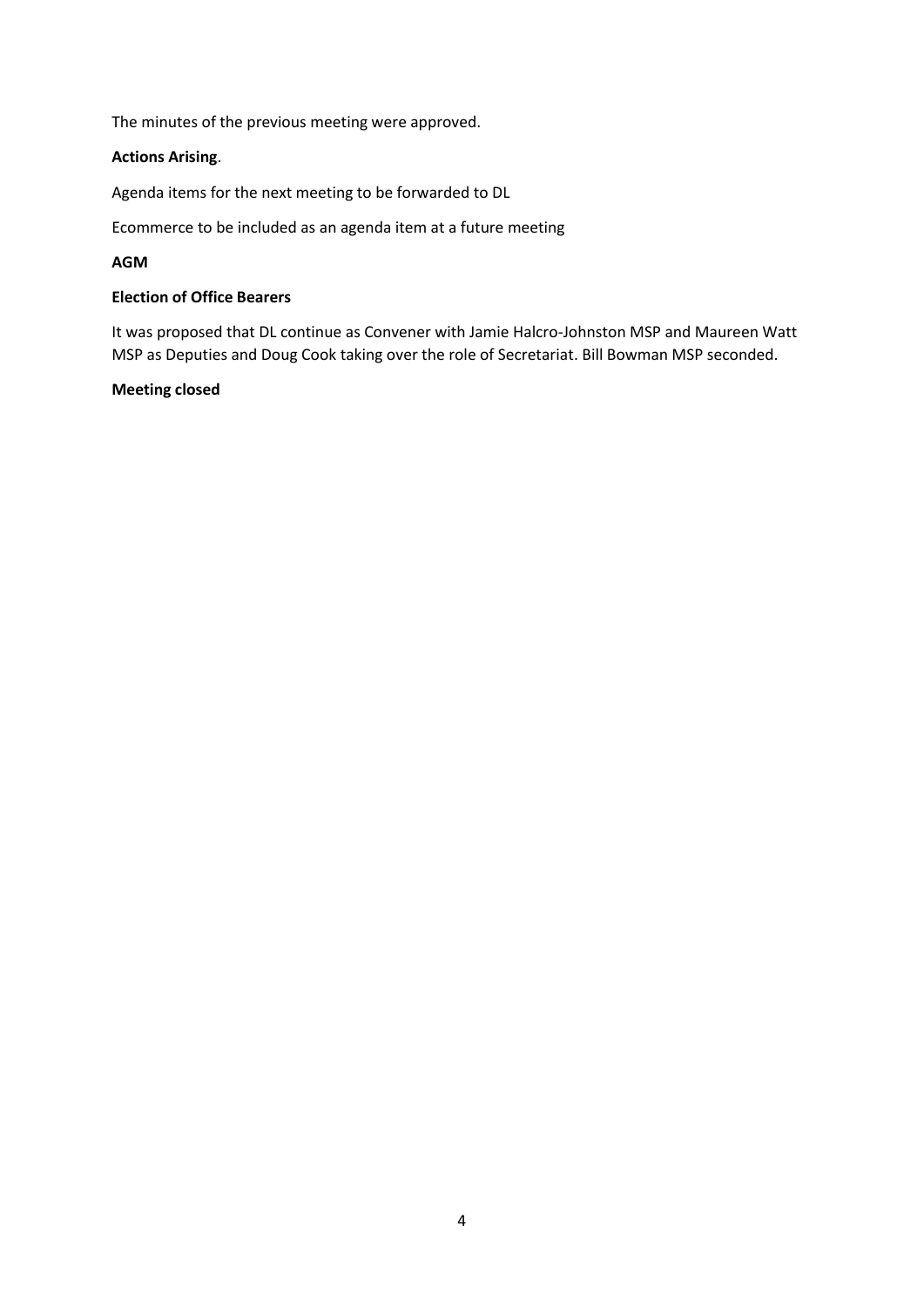The minutes of the previous meeting were approved.

**Actions Arising**.

Agenda items for the next meeting to be forwarded to DL

Ecommerce to be included as an agenda item at a future meeting

**AGM**

**Election of Office Bearers**

It was proposed that DL continue as Convener with Jamie Halcro-Johnston MSP and Maureen Watt MSP as Deputies and Doug Cook taking over the role of Secretariat. Bill Bowman MSP seconded.

**Meeting closed**